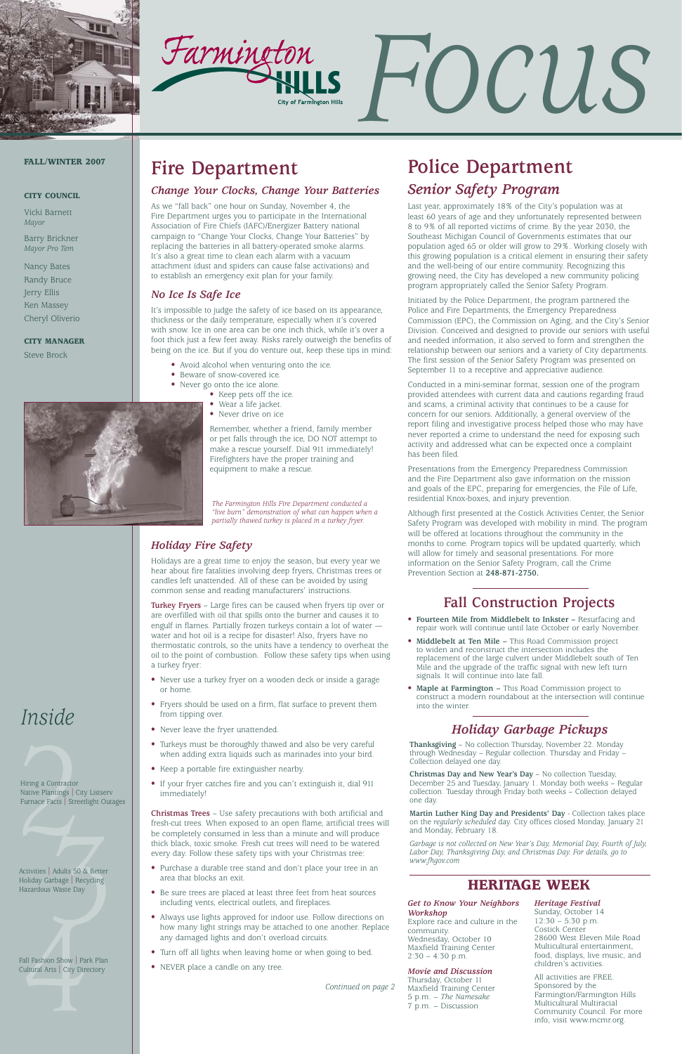# Farmington Hills Focus

City of Farmington Hills

**FALL/WINTER 2007**

**CITY COUNCIL**

Vicki Barnett
*Mayor*

Barry Brickner
*Mayor Pro Tem*

Nancy Bates
Randy Bruce
Jerry Ellis
Ken Massey
Cheryl Oliverio

**CITY MANAGER**

Steve Brock

# Inside

**2**
Hiring a Contractor | Native Plantings | City Listserv | Furnace Facts | Streetlight Outages

**3**
Activities | Adults 50 & Better | Holiday Garbage | Recycling | Hazardous Waste Day

**4**
Fall Fashion Show | Park Plan | Cultural Arts | City Directory

# Fire Department

### *Change Your Clocks, Change Your Batteries*

As we "fall back" one hour on Sunday, November 4, the Fire Department urges you to participate in the International Association of Fire Chiefs (IAFC)/Energizer Battery national campaign to "Change Your Clocks, Change Your Batteries" by replacing the batteries in all battery-operated smoke alarms. It's also a great time to clean each alarm with a vacuum attachment (dust and spiders can cause false activations) and to establish an emergency exit plan for your family.

### *No Ice Is Safe Ice*

It's impossible to judge the safety of ice based on its appearance, thickness or the daily temperature, especially when it's covered with snow. Ice in one area can be one inch thick, while it's over a foot thick just a few feet away. Risks rarely outweigh the benefits of being on the ice. But if you do venture out, keep these tips in mind:

- Avoid alcohol when venturing onto the ice.
- Beware of snow-covered ice.
- Never go onto the ice alone.
- Keep pets off the ice.
- Wear a life jacket.
- Never drive on ice

Remember, whether a friend, family member or pet falls through the ice, DO NOT attempt to make a rescue yourself. Dial 911 immediately! Firefighters have the proper training and equipment to make a rescue.

*The Farmington Hills Fire Department conducted a "live burn" demonstration of what can happen when a partially thawed turkey is placed in a turkey fryer.*

### *Holiday Fire Safety*

Holidays are a great time to enjoy the season, but every year we hear about fire fatalities involving deep fryers, Christmas trees or candles left unattended. All of these can be avoided by using common sense and reading manufacturers' instructions.

**Turkey Fryers** – Large fires can be caused when fryers tip over or are overfilled with oil that spills onto the burner and causes it to engulf in flames. Partially frozen turkeys contain a lot of water — water and hot oil is a recipe for disaster! Also, fryers have no thermostatic controls, so the units have a tendency to overheat the oil to the point of combustion. Follow these safety tips when using a turkey fryer:

- Never use a turkey fryer on a wooden deck or inside a garage or home.
- Fryers should be used on a firm, flat surface to prevent them from tipping over.
- Never leave the fryer unattended.
- Turkeys must be thoroughly thawed and also be very careful when adding extra liquids such as marinades into your bird.
- Keep a portable fire extinguisher nearby.
- If your fryer catches fire and you can't extinguish it, dial 911 immediately!

**Christmas Trees** – Use safety precautions with both artificial and fresh-cut trees. When exposed to an open flame, artificial trees will be completely consumed in less than a minute and will produce thick black, toxic smoke. Fresh cut trees will need to be watered every day. Follow these safety tips with your Christmas tree:

- Purchase a durable tree stand and don't place your tree in an area that blocks an exit.
- Be sure trees are placed at least three feet from heat sources including vents, electrical outlets, and fireplaces.
- Always use lights approved for indoor use. Follow directions on how many light strings may be attached to one another. Replace any damaged lights and don't overload circuits.
- Turn off all lights when leaving home or when going to bed.
- NEVER place a candle on any tree.

*Continued on page 2*

# Police Department

### *Senior Safety Program*

Last year, approximately 18% of the City's population was at least 60 years of age and they unfortunately represented between 8 to 9% of all reported victims of crime. By the year 2030, the Southeast Michigan Council of Governments estimates that our population aged 65 or older will grow to 29%. Working closely with this growing population is a critical element in ensuring their safety and the well-being of our entire community. Recognizing this growing need, the City has developed a new community policing program appropriately called the Senior Safety Program.

Initiated by the Police Department, the program partnered the Police and Fire Departments, the Emergency Preparedness Commission (EPC), the Commission on Aging, and the City's Senior Division. Conceived and designed to provide our seniors with useful and needed information, it also served to form and strengthen the relationship between our seniors and a variety of City departments. The first session of the Senior Safety Program was presented on September 11 to a receptive and appreciative audience.

Conducted in a mini-seminar format, session one of the program provided attendees with current data and cautions regarding fraud and scams, a criminal activity that continues to be a cause for concern for our seniors. Additionally, a general overview of the report filing and investigative process helped those who may have never reported a crime to understand the need for exposing such activity and addressed what can be expected once a complaint has been filed.

Presentations from the Emergency Preparedness Commission and the Fire Department also gave information on the mission and goals of the EPC, preparing for emergencies, the File of Life, residential Knox-boxes, and injury prevention.

Although first presented at the Costick Activities Center, the Senior Safety Program was developed with mobility in mind. The program will be offered at locations throughout the community in the months to come. Program topics will be updated quarterly, which will allow for timely and seasonal presentations. For more information on the Senior Safety Program, call the Crime Prevention Section at **248-871-2750.**

## Fall Construction Projects

- **Fourteen Mile from Middlebelt to Inkster –** Resurfacing and repair work will continue until late October or early November.
- **Middlebelt at Ten Mile –** This Road Commission project to widen and reconstruct the intersection includes the replacement of the large culvert under Middlebelt south of Ten Mile and the upgrade of the traffic signal with new left turn signals. It will continue into late fall.
- **Maple at Farmington –** This Road Commission project to construct a modern roundabout at the intersection will continue into the winter.

## *Holiday Garbage Pickups*

**Thanksgiving** – No collection Thursday, November 22. Monday through Wednesday – Regular collection. Thursday and Friday – Collection delayed one day.

**Christmas Day and New Year's Day** – No collection Tuesday, December 25 and Tuesday, January 1. Monday both weeks – Regular collection. Tuesday through Friday both weeks – Collection delayed one day.

**Martin Luther King Day and Presidents' Day** - Collection takes place on the *regularly scheduled* day. City offices closed Monday, January 21 and Monday, February 18.

*Garbage is not collected on New Year's Day, Memorial Day, Fourth of July, Labor Day, Thanksgiving Day, and Christmas Day. For details, go to www.fhgov.com*

## HERITAGE WEEK

***Get to Know Your Neighbors Workshop***
Explore race and culture in the community.
Wednesday, October 10
Maxfield Training Center
2:30 – 4:30 p.m.

***Movie and Discussion***
Thursday, October 11
Maxfield Training Center
5 p.m. – *The Namesake*
7 p.m. – Discussion

***Heritage Festival***
Sunday, October 14
12:30 – 5:30 p.m.
Costick Center
28600 West Eleven Mile Road
Multicultural entertainment, food, displays, live music, and children's activities.

All activities are FREE.
Sponsored by the Farmington/Farmington Hills Multicultural Multiracial Community Council. For more info, visit www.mcmr.org.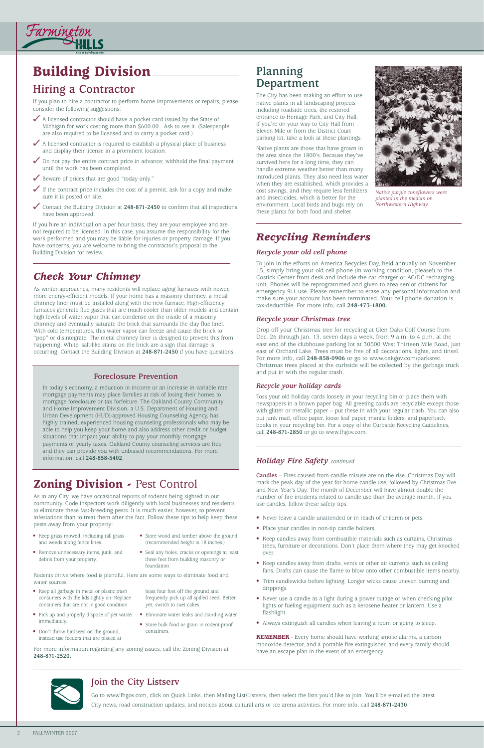# Building Division

## Hiring a Contractor

If you plan to hire a contractor to perform home improvements or repairs, please consider the following suggestions:

- ✓ A licensed contractor should have a pocket card issued by the State of Michigan for work costing more than $600.00. Ask to see it. (Salespeople are also required to be licensed and to carry a pocket card.)
- ✓ A licensed contractor is required to establish a physical place of business and display their license in a prominent location.
- ✓ Do not pay the entire contract price in advance; withhold the final payment until the work has been completed.
- ✓ Beware of prices that are good "today only."
- ✓ If the contract price includes the cost of a permit, ask for a copy and make sure it is posted on site.
- ✓ Contact the Building Division at **248-871-2450** to confirm that all inspections have been approved.

If you hire an individual on a per hour basis, they are your employee and are not required to be licensed. In this case, you assume the responsibility for the work performed and you may be liable for injuries or property damage. If you have concerns, you are welcome to bring the contractor's proposal to the Building Division for review.

## *Check Your Chimney*

As winter approaches, many residents will replace aging furnaces with newer, more energy-efficient models. If your home has a masonry chimney, a metal chimney liner must be installed along with the new furnace. High-efficiency furnaces generate flue gases that are much cooler than older models and contain high levels of water vapor that can condense on the inside of a masonry chimney and eventually saturate the brick that surrounds the clay flue liner. With cold temperatures, this water vapor can freeze and cause the brick to "pop" or disintegrate. The metal chimney liner is designed to prevent this from happening. White, salt-like stains on the brick are a sign that damage is occurring. Contact the Building Division at **248-871-2450** if you have questions.

### Foreclosure Prevention

In today's economy, a reduction in income or an increase in variable rate mortgage payments may place families at risk of losing their homes to mortgage foreclosure or tax forfeiture. The Oakland County Community and Home Improvement Division, a U.S. Department of Housing and Urban Development (HUD)-approved Housing Counseling Agency, has highly trained, experienced housing counseling professionals who may be able to help you keep your home and also address other credit or budget situations that impact your ability to pay your monthly mortgage payments or yearly taxes. Oakland County counseling services are free and they can provide you with unbiased recommendations. For more information, call **248-858-5402**.

# Zoning Division - Pest Control

As in any City, we have occasional reports of rodents being sighted in our community. Code inspectors work diligently with local businesses and residents to eliminate these fast-breeding pests. It is much easier, however, to prevent infestations than to treat them after the fact. Follow these tips to help keep these pests away from your property:

- Keep grass mowed, including tall grass and weeds along fence lines.
- Remove unnecessary items, junk, and debris from your property.
- Store wood and lumber above the ground (recommended height is 18 inches.)
- Seal any holes, cracks or openings at least three feet from building masonry or foundation.

Rodents thrive where food is plentiful. Here are some ways to eliminate food and water sources:

- Keep all garbage in metal or plastic trash containers with the lids tightly on. Replace containers that are not in good condition.
- Pick up and properly dispose of pet waste immediately.
- Don't throw birdseed on the ground, instead use feeders that are placed at least four feet off the ground and frequently pick up all spilled seed. Better yet, switch to suet cakes.
- Eliminate water leaks and standing water.
- Store bulk food or grain in rodent-proof containers.

For more information regarding any zoning issues, call the Zoning Division at **248-871-2520.**

# Planning Department

The City has been making an effort to use native plants in all landscaping projects including roadside trees, the restored entrance to Heritage Park, and City Hall. If you're on your way to City Hall from Eleven Mile or from the District Court parking lot, take a look at these plantings.

Native plants are those that have grown in the area since the 1800's. Because they've survived here for a long time, they can handle extreme weather better than many introduced plants. They also need less water when they are established, which provides a cost savings, and they require less fertilizers and insecticides, which is better for the environment. Local birds and bugs rely on these plants for both food and shelter.

*Native purple coneflowers were planted in the median on Northwestern Highway.*

# *Recycling Reminders*

### *Recycle your old cell phone*

To join in the efforts on America Recycles Day, held annually on November 15, simply bring your old cell phone (in working condition, please!) to the Costick Center front desk and include the car charger or AC/DC recharging unit. Phones will be reprogrammed and given to area senior citizens for emergency 911 use. Please remember to erase any personal information and make sure your account has been terminated. Your cell phone donation is tax-deductible. For more info, call **248-473-1800.**

### *Recycle your Christmas tree*

Drop off your Christmas tree for recycling at Glen Oaks Golf Course from Dec. 26 through Jan. 13, seven days a week, from 9 a.m. to 4 p.m. at the east end of the clubhouse parking lot at 30500 West Thirteen Mile Road, just east of Orchard Lake. Trees must be free of all decorations, lights, and tinsel. For more info, call **248-858-0906** or go to www.oakgov.com/parksrec. Christmas trees placed at the curbside will be collected by the garbage truck and put in with the regular trash.

### *Recycle your holiday cards*

Toss your old holiday cards loosely in your recycling bin or place them with newspapers in a brown paper bag. All greeting cards are recyclable except those with glitter or metallic paper – put these in with your regular trash. You can also put junk mail, office paper, loose leaf paper, manila folders, and paperback books in your recycling bin. For a copy of the Curbside Recycling Guidelines, call **248-871-2850** or go to www.fhgov.com.

## *Holiday Fire Safety* *continued*

**Candles** – Fires caused from candle misuse are on the rise. Christmas Day will mark the peak day of the year for home candle use, followed by Christmas Eve and New Year's Day. The month of December will have almost double the number of fire incidents related to candle use than the average month. If you use candles, follow these safety tips:

- Never leave a candle unattended or in reach of children or pets.
- Place your candles in non-tip candle holders.
- Keep candles away from combustible materials such as curtains, Christmas trees, furniture or decorations. Don't place them where they may get knocked over.
- Keep candles away from drafts, vents or other air currents such as ceiling fans. Drafts can cause the flame to blow onto other combustible items nearby.
- Trim candlewicks before lighting. Longer wicks cause uneven burning and drippings.
- Never use a candle as a light during a power outage or when checking pilot lights or fueling equipment such as a kerosene heater or lantern. Use a flashlight.
- Always extinguish all candles when leaving a room or going to sleep.

**REMEMBER** - Every home should have working smoke alarms, a carbon monoxide detector, and a portable fire extinguisher, and every family should have an escape plan in the event of an emergency.

## Join the City Listserv

Go to www.fhgov.com, click on Quick Links, then Mailing List/Listserv, then select the lists you'd like to join. You'll be e-mailed the latest City news, road construction updates, and notices about cultural arts or ice arena activities. For more info, call **248-871-2430**.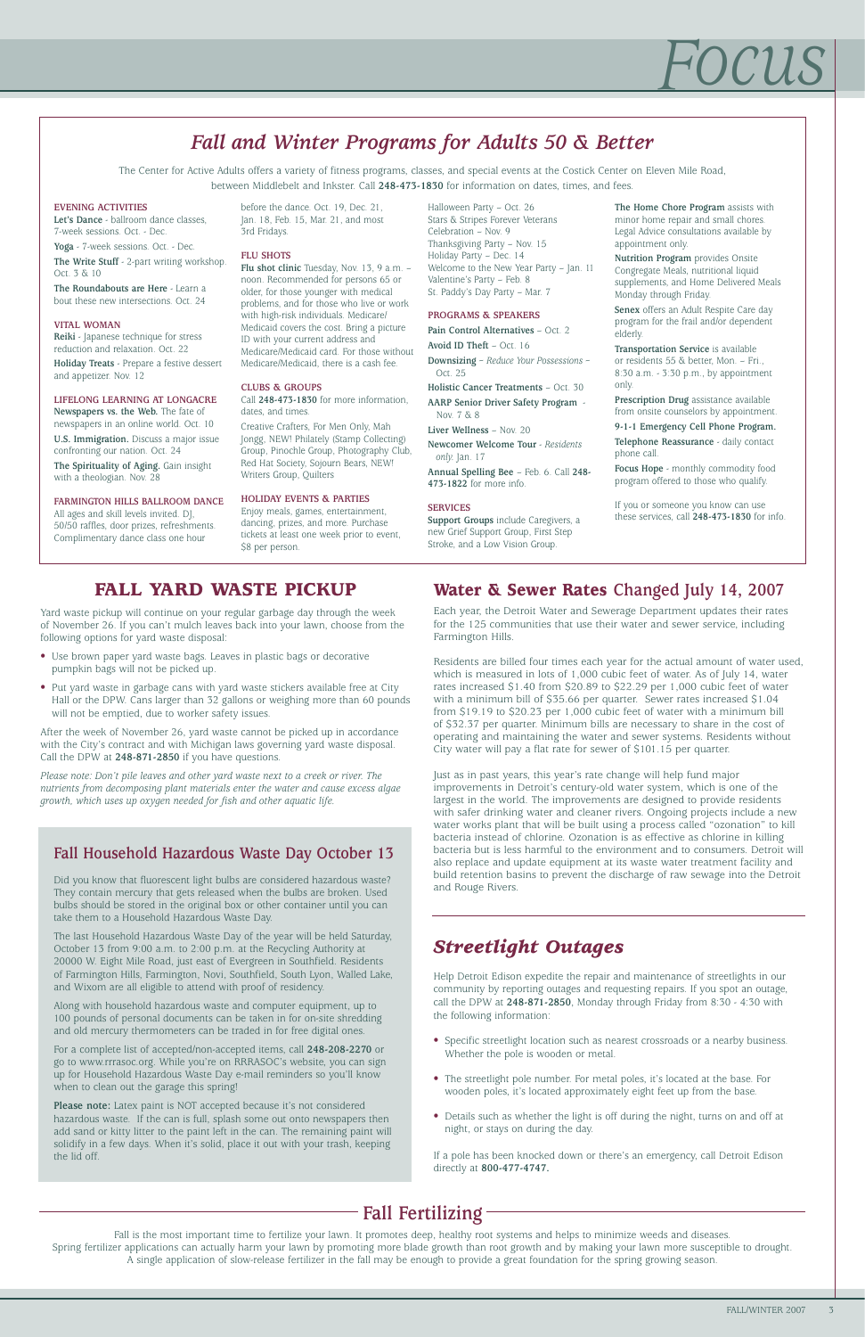# Focus

## Fall and Winter Programs for Adults 50 & Better

The Center for Active Adults offers a variety of fitness programs, classes, and special events at the Costick Center on Eleven Mile Road, between Middlebelt and Inkster. Call **248-473-1830** for information on dates, times, and fees.

### EVENING ACTIVITIES

**Let's Dance** - ballroom dance classes, 7-week sessions. Oct. - Dec.

**Yoga** - 7-week sessions. Oct. - Dec.

**The Write Stuff** - 2-part writing workshop. Oct. 3 & 10

**The Roundabouts are Here** - Learn a bout these new intersections. Oct. 24

### VITAL WOMAN

**Reiki** - Japanese technique for stress reduction and relaxation. Oct. 22

**Holiday Treats** - Prepare a festive dessert and appetizer. Nov. 12

### LIFELONG LEARNING AT LONGACRE

**Newspapers vs. the Web.** The fate of newspapers in an online world. Oct. 10

**U.S. Immigration.** Discuss a major issue confronting our nation. Oct. 24

**The Spirituality of Aging.** Gain insight with a theologian. Nov. 28

### FARMINGTON HILLS BALLROOM DANCE

All ages and skill levels invited. DJ, 50/50 raffles, door prizes, refreshments. Complimentary dance class one hour before the dance. Oct. 19, Dec. 21, Jan. 18, Feb. 15, Mar. 21, and most 3rd Fridays.

### FLU SHOTS

**Flu shot clinic** Tuesday, Nov. 13, 9 a.m. – noon. Recommended for persons 65 or older, for those younger with medical problems, and for those who live or work with high-risk individuals. Medicare/ Medicaid covers the cost. Bring a picture ID with your current address and Medicare/Medicaid card. For those without Medicare/Medicaid, there is a cash fee.

### CLUBS & GROUPS

Call **248-473-1830** for more information, dates, and times.

Creative Crafters, For Men Only, Mah Jongg, NEW! Philately (Stamp Collecting) Group, Pinochle Group, Photography Club, Red Hat Society, Sojourn Bears, NEW! Writers Group, Quilters

### HOLIDAY EVENTS & PARTIES

Enjoy meals, games, entertainment, dancing, prizes, and more. Purchase tickets at least one week prior to event, $8 per person.

Halloween Party – Oct. 26
Stars & Stripes Forever Veterans Celebration – Nov. 9
Thanksgiving Party – Nov. 15
Holiday Party – Dec. 14
Welcome to the New Year Party – Jan. 11
Valentine's Party – Feb. 8
St. Paddy's Day Party – Mar. 7

### PROGRAMS & SPEAKERS

**Pain Control Alternatives** – Oct. 2

**Avoid ID Theft** – Oct. 16

**Downsizing** – *Reduce Your Possessions* – Oct. 25

**Holistic Cancer Treatments** – Oct. 30

**AARP Senior Driver Safety Program** - Nov. 7 & 8

**Liver Wellness** – Nov. 20

**Newcomer Welcome Tour** - *Residents only.* Jan. 17

**Annual Spelling Bee** – Feb. 6. Call **248-473-1822** for more info.

### SERVICES

**Support Groups** include Caregivers, a new Grief Support Group, First Step Stroke, and a Low Vision Group.

**The Home Chore Program** assists with minor home repair and small chores. Legal Advice consultations available by appointment only.

**Nutrition Program** provides Onsite Congregate Meals, nutritional liquid supplements, and Home Delivered Meals Monday through Friday.

**Senex** offers an Adult Respite Care day program for the frail and/or dependent elderly.

**Transportation Service** is available or residents 55 & better, Mon. – Fri., 8:30 a.m. - 3:30 p.m., by appointment only.

**Prescription Drug** assistance available from onsite counselors by appointment.

**9-1-1 Emergency Cell Phone Program.**

**Telephone Reassurance** - daily contact phone call.

**Focus Hope** - monthly commodity food program offered to those who qualify.

If you or someone you know can use these services, call **248-473-1830** for info.

## FALL YARD WASTE PICKUP

Yard waste pickup will continue on your regular garbage day through the week of November 26. If you can't mulch leaves back into your lawn, choose from the following options for yard waste disposal:

- Use brown paper yard waste bags. Leaves in plastic bags or decorative pumpkin bags will not be picked up.
- Put yard waste in garbage cans with yard waste stickers available free at City Hall or the DPW. Cans larger than 32 gallons or weighing more than 60 pounds will not be emptied, due to worker safety issues.

After the week of November 26, yard waste cannot be picked up in accordance with the City's contract and with Michigan laws governing yard waste disposal. Call the DPW at **248-871-2850** if you have questions.

*Please note: Don't pile leaves and other yard waste next to a creek or river. The nutrients from decomposing plant materials enter the water and cause excess algae growth, which uses up oxygen needed for fish and other aquatic life.*

## Fall Household Hazardous Waste Day October 13

Did you know that fluorescent light bulbs are considered hazardous waste? They contain mercury that gets released when the bulbs are broken. Used bulbs should be stored in the original box or other container until you can take them to a Household Hazardous Waste Day.

The last Household Hazardous Waste Day of the year will be held Saturday, October 13 from 9:00 a.m. to 2:00 p.m. at the Recycling Authority at 20000 W. Eight Mile Road, just east of Evergreen in Southfield. Residents of Farmington Hills, Farmington, Novi, Southfield, South Lyon, Walled Lake, and Wixom are all eligible to attend with proof of residency.

Along with household hazardous waste and computer equipment, up to 100 pounds of personal documents can be taken in for on-site shredding and old mercury thermometers can be traded in for free digital ones.

For a complete list of accepted/non-accepted items, call **248-208-2270** or go to www.rrrasoc.org. While you're on RRRASOC's website, you can sign up for Household Hazardous Waste Day e-mail reminders so you'll know when to clean out the garage this spring!

**Please note:** Latex paint is NOT accepted because it's not considered hazardous waste. If the can is full, splash some out onto newspapers then add sand or kitty litter to the paint left in the can. The remaining paint will solidify in a few days. When it's solid, place it out with your trash, keeping the lid off.

## Water & Sewer Rates Changed July 14, 2007

Each year, the Detroit Water and Sewerage Department updates their rates for the 125 communities that use their water and sewer service, including Farmington Hills.

Residents are billed four times each year for the actual amount of water used, which is measured in lots of 1,000 cubic feet of water. As of July 14, water rates increased $1.40 from $20.89 to $22.29 per 1,000 cubic feet of water with a minimum bill of $35.66 per quarter. Sewer rates increased $1.04 from $19.19 to $20.23 per 1,000 cubic feet of water with a minimum bill of $32.37 per quarter. Minimum bills are necessary to share in the cost of operating and maintaining the water and sewer systems. Residents without City water will pay a flat rate for sewer of $101.15 per quarter.

Just as in past years, this year's rate change will help fund major improvements in Detroit's century-old water system, which is one of the largest in the world. The improvements are designed to provide residents with safer drinking water and cleaner rivers. Ongoing projects include a new water works plant that will be built using a process called "ozonation" to kill bacteria instead of chlorine. Ozonation is as effective as chlorine in killing bacteria but is less harmful to the environment and to consumers. Detroit will also replace and update equipment at its waste water treatment facility and build retention basins to prevent the discharge of raw sewage into the Detroit and Rouge Rivers.

## Streetlight Outages

Help Detroit Edison expedite the repair and maintenance of streetlights in our community by reporting outages and requesting repairs. If you spot an outage, call the DPW at **248-871-2850**, Monday through Friday from 8:30 - 4:30 with the following information:

- Specific streetlight location such as nearest crossroads or a nearby business. Whether the pole is wooden or metal.
- The streetlight pole number. For metal poles, it's located at the base. For wooden poles, it's located approximately eight feet up from the base.
- Details such as whether the light is off during the night, turns on and off at night, or stays on during the day.

If a pole has been knocked down or there's an emergency, call Detroit Edison directly at **800-477-4747.**

## Fall Fertilizing

Fall is the most important time to fertilize your lawn. It promotes deep, healthy root systems and helps to minimize weeds and diseases. Spring fertilizer applications can actually harm your lawn by promoting more blade growth than root growth and by making your lawn more susceptible to drought. A single application of slow-release fertilizer in the fall may be enough to provide a great foundation for the spring growing season.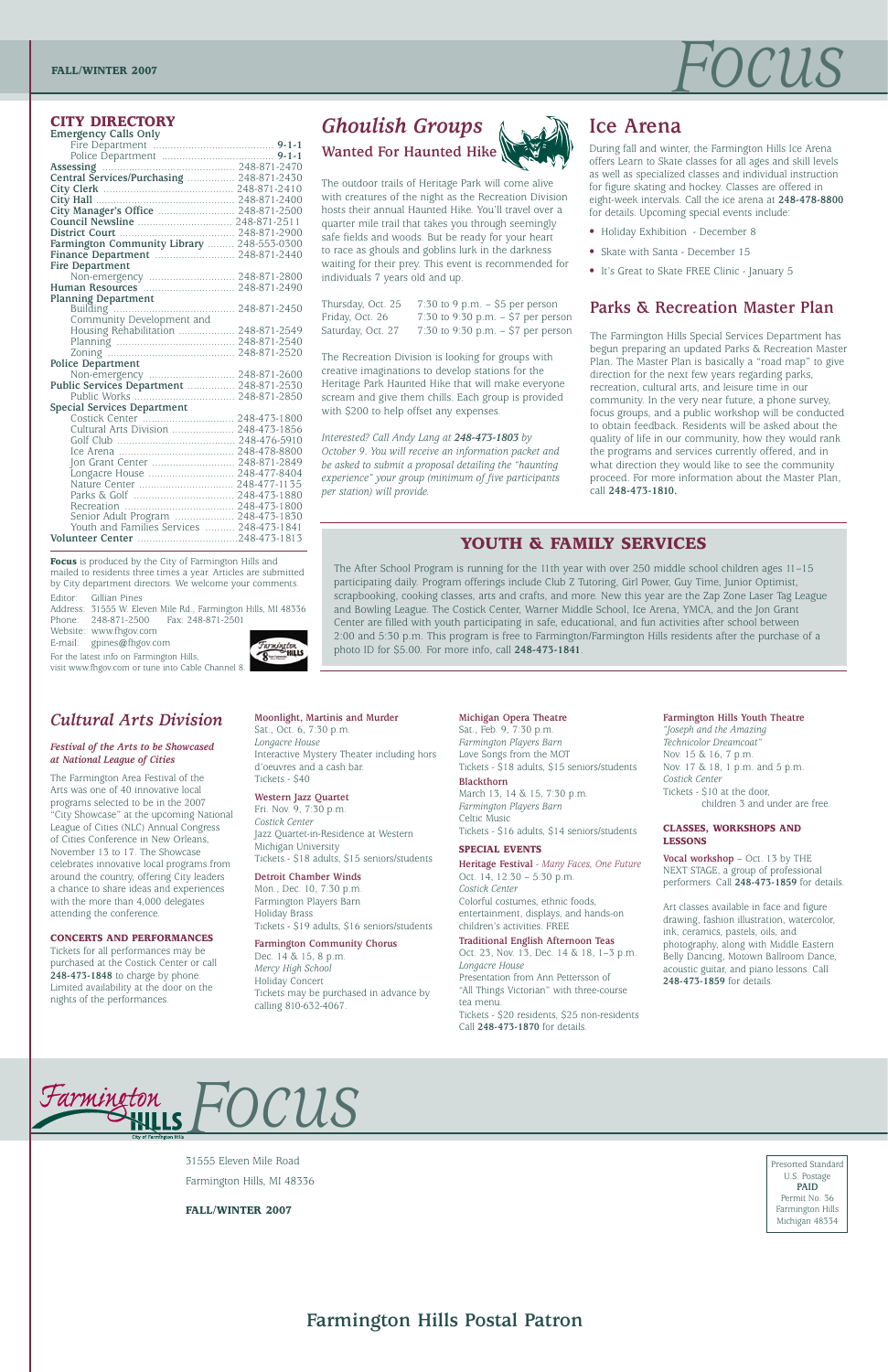FALL/WINTER 2007

# Focus

## CITY DIRECTORY

| | |
|---|---|
| **Emergency Calls Only** | |
| Fire Department | **9-1-1** |
| Police Department | **9-1-1** |
| **Assessing** | 248-871-2470 |
| **Central Services/Purchasing** | 248-871-2430 |
| **City Clerk** | 248-871-2410 |
| **City Hall** | 248-871-2400 |
| **City Manager's Office** | 248-871-2500 |
| **Council Newsline** | 248-871-2511 |
| **District Court** | 248-871-2900 |
| **Farmington Community Library** | 248-553-0300 |
| **Finance Department** | 248-871-2440 |
| **Fire Department** | |
| Non-emergency | 248-871-2800 |
| **Human Resources** | 248-871-2490 |
| **Planning Department** | |
| Building | 248-871-2450 |
| Community Development and Housing Rehabilitation | 248-871-2549 |
| Planning | 248-871-2540 |
| Zoning | 248-871-2520 |
| **Police Department** | |
| Non-emergency | 248-871-2600 |
| **Public Services Department** | 248-871-2530 |
| Public Works | 248-871-2850 |
| **Special Services Department** | |
| Costick Center | 248-473-1800 |
| Cultural Arts Division | 248-473-1856 |
| Golf Club | 248-476-5910 |
| Ice Arena | 248-478-8800 |
| Jon Grant Center | 248-871-2849 |
| Longacre House | 248-477-8404 |
| Nature Center | 248-477-1135 |
| Parks & Golf | 248-473-1880 |
| Recreation | 248-473-1800 |
| Senior Adult Program | 248-473-1830 |
| Youth and Families Services | 248-473-1841 |
| **Volunteer Center** | 248-473-1813 |

**Focus** is produced by the City of Farmington Hills and mailed to residents three times a year. Articles are submitted by City department directors. We welcome your comments.

Editor: Gillian Pines
Address: 31555 W. Eleven Mile Rd., Farmington Hills, MI 48336
Phone: 248-871-2500 Fax: 248-871-2501
Website: www.fhgov.com
E-mail: gpines@fhgov.com

For the latest info on Farmington Hills, visit www.fhgov.com or tune into Cable Channel 8.

## *Ghoulish Groups*

### Wanted For Haunted Hike

The outdoor trails of Heritage Park will come alive with creatures of the night as the Recreation Division hosts their annual Haunted Hike. You'll travel over a quarter mile trail that takes you through seemingly safe fields and woods. But be ready for your heart to race as ghouls and goblins lurk in the darkness waiting for their prey. This event is recommended for individuals 7 years old and up.

| | |
|---|---|
| Thursday, Oct. 25 | 7:30 to 9 p.m. – $5 per person |
| Friday, Oct. 26 | 7:30 to 9:30 p.m. – $7 per person |
| Saturday, Oct. 27 | 7:30 to 9:30 p.m. – $7 per person |

The Recreation Division is looking for groups with creative imaginations to develop stations for the Heritage Park Haunted Hike that will make everyone scream and give them chills. Each group is provided with $200 to help offset any expenses.

*Interested? Call Andy Lang at **248-473-1803** by October 9. You will receive an information packet and be asked to submit a proposal detailing the "haunting experience" your group (minimum of five participants per station) will provide.*

## Ice Arena

During fall and winter, the Farmington Hills Ice Arena offers Learn to Skate classes for all ages and skill levels as well as specialized classes and individual instruction for figure skating and hockey. Classes are offered in eight-week intervals. Call the ice arena at **248-478-8800** for details. Upcoming special events include:

- Holiday Exhibition - December 8
- Skate with Santa - December 15
- It's Great to Skate FREE Clinic - January 5

## Parks & Recreation Master Plan

The Farmington Hills Special Services Department has begun preparing an updated Parks & Recreation Master Plan. The Master Plan is basically a "road map" to give direction for the next few years regarding parks, recreation, cultural arts, and leisure time in our community. In the very near future, a phone survey, focus groups, and a public workshop will be conducted to obtain feedback. Residents will be asked about the quality of life in our community, how they would rank the programs and services currently offered, and in what direction they would like to see the community proceed. For more information about the Master Plan, call **248-473-1810.**

## YOUTH & FAMILY SERVICES

The After School Program is running for the 11th year with over 250 middle school children ages 11–15 participating daily. Program offerings include Club Z Tutoring, Girl Power, Guy Time, Junior Optimist, scrapbooking, cooking classes, arts and crafts, and more. New this year are the Zap Zone Laser Tag League and Bowling League. The Costick Center, Warner Middle School, Ice Arena, YMCA, and the Jon Grant Center are filled with youth participating in safe, educational, and fun activities after school between 2:00 and 5:30 p.m. This program is free to Farmington/Farmington Hills residents after the purchase of a photo ID for $5.00. For more info, call **248-473-1841**.

## *Cultural Arts Division*

#### *Festival of the Arts to be Showcased at National League of Cities*

The Farmington Area Festival of the Arts was one of 40 innovative local programs selected to be in the 2007 "City Showcase" at the upcoming National League of Cities (NLC) Annual Congress of Cities Conference in New Orleans, November 13 to 17. The Showcase celebrates innovative local programs from around the country, offering City leaders a chance to share ideas and experiences with the more than 4,000 delegates attending the conference.

#### CONCERTS AND PERFORMANCES

Tickets for all performances may be purchased at the Costick Center or call **248-473-1848** to charge by phone. Limited availability at the door on the nights of the performances.

**Moonlight, Martinis and Murder**
Sat., Oct. 6, 7:30 p.m.
*Longacre House*
Interactive Mystery Theater including hors d'oeuvres and a cash bar.
Tickets - $40

**Western Jazz Quartet**
Fri. Nov. 9, 7:30 p.m.
*Costick Center*
Jazz Quartet-in-Residence at Western Michigan University
Tickets - $18 adults, $15 seniors/students

**Detroit Chamber Winds**
Mon., Dec. 10, 7:30 p.m.
Farmington Players Barn
Holiday Brass
Tickets - $19 adults, $16 seniors/students

**Farmington Community Chorus**
Dec. 14 & 15, 8 p.m.
*Mercy High School*
Holiday Concert
Tickets may be purchased in advance by calling 810-632-4067.

**Michigan Opera Theatre**
Sat., Feb. 9, 7:30 p.m.
*Farmington Players Barn*
Love Songs from the MOT
Tickets - $18 adults, $15 seniors/students

**Blackthorn**
March 13, 14 & 15, 7:30 p.m.
*Farmington Players Barn*
Celtic Music
Tickets - $16 adults, $14 seniors/students

#### SPECIAL EVENTS

**Heritage Festival** - *Many Faces, One Future*
Oct. 14, 12:30 – 5:30 p.m.
*Costick Center*
Colorful costumes, ethnic foods, entertainment, displays, and hands-on children's activities. FREE

**Traditional English Afternoon Teas**
Oct. 23, Nov. 13, Dec. 14 & 18, 1–3 p.m.
*Longacre House*
Presentation from Ann Pettersson of "All Things Victorian" with three-course tea menu.
Tickets - $20 residents, $25 non-residents
Call **248-473-1870** for details.

**Farmington Hills Youth Theatre**
*"Joseph and the Amazing Technicolor Dreamcoat"*
Nov. 15 & 16, 7 p.m.
Nov. 17 & 18, 1 p.m. and 5 p.m.
*Costick Center*
Tickets - $10 at the door, children 3 and under are free.

#### CLASSES, WORKSHOPS AND LESSONS

**Vocal workshop** – Oct. 13 by THE NEXT STAGE, a group of professional performers. Call **248-473-1859** for details.

Art classes available in face and figure drawing, fashion illustration, watercolor, ink, ceramics, pastels, oils, and photography, along with Middle Eastern Belly Dancing, Motown Ballroom Dance, acoustic guitar, and piano lessons. Call **248-473-1859** for details.

# Farmington Hills Focus

31555 Eleven Mile Road
Farmington Hills, MI 48336

**FALL/WINTER 2007**

Presorted Standard
U.S. Postage
**PAID**
Permit No. 36
Farmington Hills
Michigan 48334

## Farmington Hills Postal Patron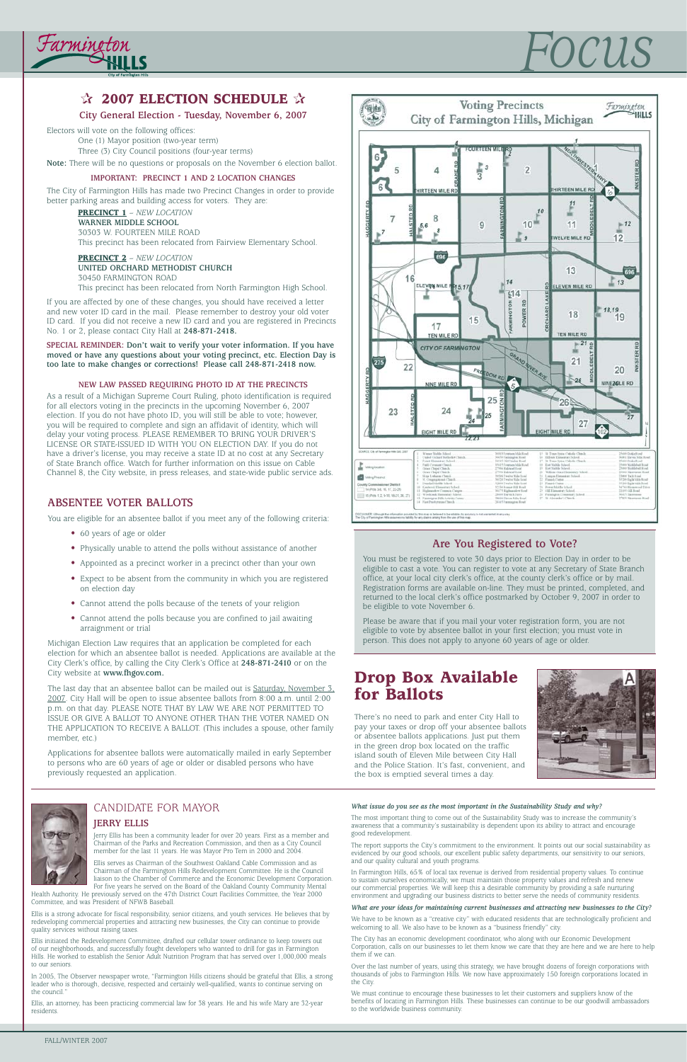# ☆ 2007 ELECTION SCHEDULE ☆

### City General Election - Tuesday, November 6, 2007

Electors will vote on the following offices:

One (1) Mayor position (two-year term)

Three (3) City Council positions (four-year terms)

**Note:** There will be no questions or proposals on the November 6 election ballot.

#### IMPORTANT: PRECINCT 1 AND 2 LOCATION CHANGES

The City of Farmington Hills has made two Precinct Changes in order to provide better parking areas and building access for voters. They are:

**PRECINCT 1** – *NEW LOCATION*
**WARNER MIDDLE SCHOOL**
30303 W. FOURTEEN MILE ROAD
This precinct has been relocated from Fairview Elementary School.

**PRECINCT 2** – *NEW LOCATION*
**UNITED ORCHARD METHODIST CHURCH**
30450 FARMINGTON ROAD
This precinct has been relocated from North Farmington High School.

If you are affected by one of these changes, you should have received a letter and new voter ID card in the mail. Please remember to destroy your old voter ID card. If you did not receive a new ID card and you are registered in Precincts No. 1 or 2, please contact City Hall at **248-871-2418.**

**SPECIAL REMINDER: Don't wait to verify your voter information. If you have moved or have any questions about your voting precinct, etc. Election Day is too late to make changes or corrections! Please call 248-871-2418 now.**

#### NEW LAW PASSED REQUIRING PHOTO ID AT THE PRECINCTS

As a result of a Michigan Supreme Court Ruling, photo identification is required for all electors voting in the precincts in the upcoming November 6, 2007 election. If you do not have photo ID, you will still be able to vote; however, you will be required to complete and sign an affidavit of identity, which will delay your voting process. PLEASE REMEMBER TO BRING YOUR DRIVER'S LICENSE OR STATE-ISSUED ID WITH YOU ON ELECTION DAY. If you do not have a driver's license, you may receive a state ID at no cost at any Secretary of State Branch office. Watch for further information on this issue on Cable Channel 8, the City website, in press releases, and state-wide public service ads.

## ABSENTEE VOTER BALLOTS

You are eligible for an absentee ballot if you meet any of the following criteria:

- 60 years of age or older
- Physically unable to attend the polls without assistance of another
- Appointed as a precinct worker in a precinct other than your own
- Expect to be absent from the community in which you are registered on election day
- Cannot attend the polls because of the tenets of your religion
- Cannot attend the polls because you are confined to jail awaiting arraignment or trial

Michigan Election Law requires that an application be completed for each election for which an absentee ballot is needed. Applications are available at the City Clerk's office, by calling the City Clerk's Office at **248-871-2410** or on the City website at **www.fhgov.com.**

The last day that an absentee ballot can be mailed out is Saturday, November 3, 2007. City Hall will be open to issue absentee ballots from 8:00 a.m. until 2:00 p.m. on that day. PLEASE NOTE THAT BY LAW WE ARE NOT PERMITTED TO ISSUE OR GIVE A BALLOT TO ANYONE OTHER THAN THE VOTER NAMED ON THE APPLICATION TO RECEIVE A BALLOT. (This includes a spouse, other family member, etc.)

Applications for absentee ballots were automatically mailed in early September to persons who are 60 years of age or older or disabled persons who have previously requested an application.

## Voting Precincts City of Farmington Hills, Michigan

## Are You Registered to Vote?

You must be registered to vote 30 days prior to Election Day in order to be eligible to cast a vote. You can register to vote at any Secretary of State Branch office, at your local city clerk's office, at the county clerk's office or by mail. Registration forms are available on-line. They must be printed, completed, and returned to the local clerk's office postmarked by October 9, 2007 in order to be eligible to vote November 6.

Please be aware that if you mail your voter registration form, you are not eligible to vote by absentee ballot in your first election; you must vote in person. This does not apply to anyone 60 years of age or older.

# Drop Box Available for Ballots

There's no need to park and enter City Hall to pay your taxes or drop off your absentee ballots or absentee ballots applications. Just put them in the green drop box located on the traffic island south of Eleven Mile between City Hall and the Police Station. It's fast, convenient, and the box is emptied several times a day.

## CANDIDATE FOR MAYOR

### JERRY ELLIS

Jerry Ellis has been a community leader for over 20 years. First as a member and Chairman of the Parks and Recreation Commission, and then as a City Council member for the last 11 years. He was Mayor Pro Tem in 2000 and 2004.

Ellis serves as Chairman of the Southwest Oakland Cable Commission and as Chairman of the Farmington Hills Redevelopment Committee. He is the Council liaison to the Chamber of Commerce and the Economic Development Corporation. For five years he served on the Board of the Oakland County Community Mental Health Authority. He previously served on the 47th District Court Facilities Committee, the Year 2000 Committee, and was President of NFWB Baseball.

Ellis is a strong advocate for fiscal responsibility, senior citizens, and youth services. He believes that by redeveloping commercial properties and attracting new businesses, the City can continue to provide quality services without raising taxes.

Ellis initiated the Redevelopment Committee, drafted our cellular tower ordinance to keep towers out of our neighborhoods, and successfully fought developers who wanted to drill for gas in Farmington Hills. He worked to establish the Senior Adult Nutrition Program that has served over 1,000,000 meals to our seniors.

In 2005, The Observer newspaper wrote, "Farmington Hills citizens should be grateful that Ellis, a strong leader who is thorough, decisive, respected and certainly well-qualified, wants to continue serving on the council."

Ellis, an attorney, has been practicing commercial law for 38 years. He and his wife Mary are 32-year residents.

***What issue do you see as the most important in the Sustainability Study and why?***

The most important thing to come out of the Sustainability Study was to increase the community's awareness that a community's sustainability is dependent upon its ability to attract and encourage good redevelopment.

The report supports the City's commitment to the environment. It points out our social sustainability as evidenced by our good schools, our excellent public safety departments, our sensitivity to our seniors, and our quality cultural and youth programs.

In Farmington Hills, 65% of local tax revenue is derived from residential property values. To continue to sustain ourselves economically, we must maintain those property values and refresh and renew our commercial properties. We will keep this a desirable community by providing a safe nurturing environment and upgrading our business districts to better serve the needs of community residents.

***What are your ideas for maintaining current businesses and attracting new businesses to the City?***

We have to be known as a "creative city" with educated residents that are technologically proficient and welcoming to all. We also have to be known as a "business friendly" city.

The City has an economic development coordinator, who along with our Economic Development Corporation, calls on our businesses to let them know we care that they are here and we are here to help them if we can.

Over the last number of years, using this strategy, we have brought dozens of foreign corporations with thousands of jobs to Farmington Hills. We now have approximately 150 foreign corporations located in the City.

We must continue to encourage these businesses to let their customers and suppliers know of the benefits of locating in Farmington Hills. These businesses can continue to be our goodwill ambassadors to the worldwide business community.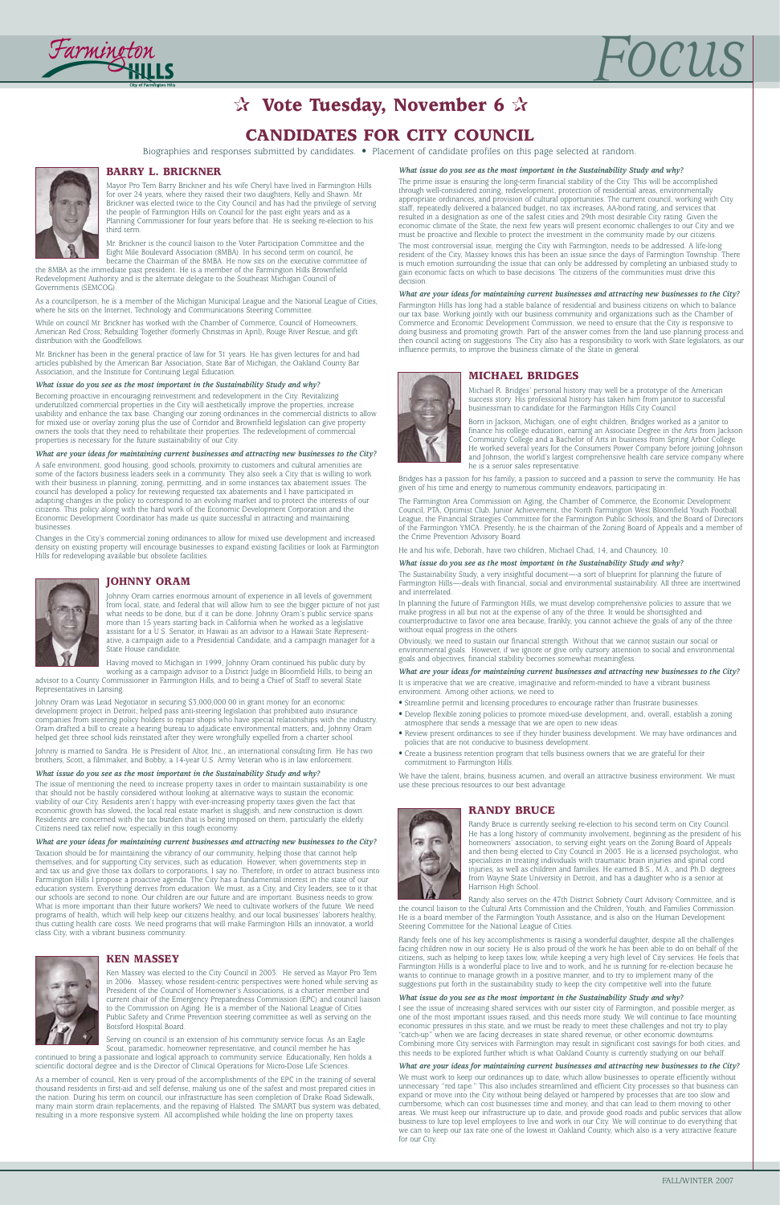# ☆ Vote Tuesday, November 6 ☆

# CANDIDATES FOR CITY COUNCIL

Biographies and responses submitted by candidates. • Placement of candidate profiles on this page selected at random.

## BARRY L. BRICKNER

Mayor Pro Tem Barry Brickner and his wife Cheryl have lived in Farmington Hills for over 24 years, where they raised their two daughters, Kelly and Shawn. Mr. Brickner was elected twice to the City Council and has had the privilege of serving the people of Farmington Hills on Council for the past eight years and as a Planning Commissioner for four years before that. He is seeking re-election to his third term.

Mr. Brickner is the council liaison to the Voter Participation Committee and the Eight Mile Boulevard Association (8MBA). In his second term on council, he became the Chairman of the 8MBA. He now sits on the executive committee of the 8MBA as the immediate past president. He is a member of the Farmington Hills Brownfield Redevelopment Authority and is the alternate delegate to the Southeast Michigan Council of Governments (SEMCOG).

As a councilperson, he is a member of the Michigan Municipal League and the National League of Cities, where he sits on the Internet, Technology and Communications Steering Committee.

While on council Mr. Brickner has worked with the Chamber of Commerce, Council of Homeowners, American Red Cross, Rebuilding Together (formerly Christmas in April), Rouge River Rescue, and gift distribution with the Goodfellows.

Mr. Brickner has been in the general practice of law for 31 years. He has given lectures for and had articles published by the American Bar Association, State Bar of Michigan, the Oakland County Bar Association, and the Institute for Continuing Legal Education.

***What issue do you see as the most important in the Sustainability Study and why?***

Becoming proactive in encouraging reinvestment and redevelopment in the City. Revitalizing underutilized commercial properties in the City will aesthetically improve the properties, increase usability and enhance the tax base. Changing our zoning ordinances in the commercial districts to allow for mixed use or overlay zoning plus the use of Corridor and Brownfield legislation can give property owners the tools that they need to rehabilitate their properties. The redevelopment of commercial properties is necessary for the future sustainability of our City.

***What are your ideas for maintaining current businesses and attracting new businesses to the City?***

A safe environment, good housing, good schools, proximity to customers and cultural amenities are some of the factors business leaders seek in a community. They also seek a City that is willing to work with their business in planning, zoning, permitting, and in some instances tax abatement issues. The council has developed a policy for reviewing requested tax abatements and I have participated in adapting changes in the policy to correspond to an evolving market and to protect the interests of our citizens. This policy along with the hard work of the Economic Development Corporation and the Economic Development Coordinator has made us quite successful in attracting and maintaining businesses.

Changes in the City's commercial zoning ordinances to allow for mixed use development and increased density on existing property will encourage businesses to expand existing facilities or look at Farmington Hills for redeveloping available but obsolete facilities.

## JOHNNY ORAM

Johnny Oram carries enormous amount of experience in all levels of government from local, state, and federal that will allow him to see the bigger picture of not just what needs to be done, but if it can be done. Johnny Oram's public service spans more than 15 years starting back in California when he worked as a legislative assistant for a U.S. Senator, in Hawaii as an advisor to a Hawaii State Representative, a campaign aide to a Presidential Candidate, and a campaign manager for a State House candidate.

Having moved to Michigan in 1999, Johnny Oram continued his public duty by working as a campaign advisor to a District Judge in Bloomfield Hills, to being an advisor to a County Commissioner in Farmington Hills, and to being a Chief of Staff to several State Representatives in Lansing.

Johnny Oram was Lead Negotiator in securing $3,000,000.00 in grant money for an economic development project in Detroit; helped pass anti-steering legislation that prohibited auto insurance companies from steering policy holders to repair shops who have special relationships with the industry. Oram drafted a bill to create a hearing bureau to adjudicate environmental matters; and, Johnny Oram helped get three school kids reinstated after they were wrongfully expelled from a charter school.

Johnny is married to Sandra. He is President of Altor, Inc., an international consulting firm. He has two brothers, Scott, a filmmaker, and Bobby, a 14-year U.S. Army Veteran who is in law enforcement.

***What issue do you see as the most important in the Sustainability Study and why?***

The issue of mentioning the need to increase property taxes in order to maintain sustainability is one that should not be hastily considered without looking at alternative ways to sustain the economic viability of our City. Residents aren't happy with ever-increasing property taxes given the fact that economic growth has slowed, the local real estate market is sluggish, and new construction is down. Residents are concerned with the tax burden that is being imposed on them, particularly the elderly. Citizens need tax relief now, especially in this tough economy.

***What are your ideas for maintaining current businesses and attracting new businesses to the City?***

Taxation should be for maintaining the vibrancy of our community, helping those that cannot help themselves, and for supporting City services, such as education. However, when governments step in and tax us and give those tax dollars to corporations, I say no. Therefore, in order to attract business into Farmington Hills I propose a proactive agenda. The City has a fundamental interest in the state of our education system. Everything derives from education. We must, as a City, and City leaders, see to it that our schools are second to none. Our children are our future and are important. Business needs to grow. What is more important than their future workers? We need to cultivate workers of the future. We need programs of health, which will help keep our citizens healthy, and our local businesses' laborers healthy, thus cutting health care costs. We need programs that will make Farmington Hills an innovator, a world class City, with a vibrant business community.

## KEN MASSEY

Ken Massey was elected to the City Council in 2003. He served as Mayor Pro Tem in 2006. Massey, whose resident-centric perspectives were honed while serving as President of the Council of Homeowner's Associations, is a charter member and current chair of the Emergency Preparedness Commission (EPC) and council liaison to the Commission on Aging. He is a member of the National League of Cities Public Safety and Crime Prevention steering committee as well as serving on the Botsford Hospital Board.

Serving on council is an extension of his community service focus. As an Eagle Scout, paramedic, homeowner representative, and council member he has continued to bring a passionate and logical approach to community service. Educationally, Ken holds a scientific doctoral degree and is the Director of Clinical Operations for Micro-Dose Life Sciences.

As a member of council, Ken is very proud of the accomplishments of the EPC in the training of several thousand residents in first-aid and self defense, making us one of the safest and most prepared cities in the nation. During his term on council, our infrastructure has seen completion of Drake Road Sidewalk, many main storm drain replacements, and the repaving of Halsted. The SMART bus system was debated, resulting in a more responsive system. All accomplished while holding the line on property taxes.

***What issue do you see as the most important in the Sustainability Study and why?***

The prime issue is ensuring the long-term financial stability of the City. This will be accomplished through well-considered zoning, redevelopment, protection of residential areas, environmentally appropriate ordinances, and provision of cultural opportunities. The current council, working with City staff, repeatedly delivered a balanced budget, no tax increases, AA-bond rating, and services that resulted in a designation as one of the safest cities and 29th most desirable City rating. Given the economic climate of the State, the next few years will present economic challenges to our City and we must be proactive and flexible to protect the investment in the community made by our citizens.

The most controversial issue, merging the City with Farmington, needs to be addressed. A life-long resident of the City, Massey knows this has been an issue since the days of Farmington Township. There is much emotion surrounding the issue that can only be addressed by completing an unbiased study to gain economic facts on which to base decisions. The citizens of the communities must drive this decision.

***What are your ideas for maintaining current businesses and attracting new businesses to the City?***

Farmington Hills has long had a stable balance of residential and business citizens on which to balance our tax base. Working jointly with our business community and organizations such as the Chamber of Commerce and Economic Development Commission, we need to ensure that the City is responsive to doing business and promoting growth. Part of the answer comes from the land use planning process and then council acting on suggestions. The City also has a responsibility to work with State legislators, as our influence permits, to improve the business climate of the State in general.

## MICHAEL BRIDGES

Michael R. Bridges' personal history may well be a prototype of the American success story. His professional history has taken him from janitor to successful businessman to candidate for the Farmington Hills City Council.

Born in Jackson, Michigan, one of eight children, Bridges worked as a janitor to finance his college education, earning an Associate Degree in the Arts from Jackson Community College and a Bachelor of Arts in business from Spring Arbor College. He worked several years for the Consumers Power Company before joining Johnson and Johnson, the world's largest comprehensive health care service company where he is a senior sales representative.

Bridges has a passion for his family, a passion to succeed and a passion to serve the community. He has given of his time and energy to numerous community endeavors, participating in:

The Farmington Area Commission on Aging, the Chamber of Commerce, the Economic Development Council, PTA, Optimist Club, Junior Achievement, the North Farmington West Bloomfield Youth Football League, the Financial Strategies Committee for the Farmington Public Schools, and the Board of Directors of the Farmington YMCA. Presently, he is the chairman of the Zoning Board of Appeals and a member of the Crime Prevention Advisory Board.

He and his wife, Deborah, have two children, Michael Chad, 14, and Chauncey, 10.

***What issue do you see as the most important in the Sustainability Study and why?***

The Sustainability Study, a very insightful document—a sort of blueprint for planning the future of Farmington Hills—deals with financial, social and environmental sustainability. All three are intertwined and interrelated.

In planning the future of Farmington Hills, we must develop comprehensive policies to assure that we make progress in all but not at the expense of any of the three. It would be shortsighted and counterproductive to favor one area because, frankly, you cannot achieve the goals of any of the three without equal progress in the others.

Obviously, we need to sustain our financial strength. Without that we cannot sustain our social or environmental goals. However, if we ignore or give only cursory attention to social and environmental goals and objectives, financial stability becomes somewhat meaningless.

***What are your ideas for maintaining current businesses and attracting new businesses to the City?***

It is imperative that we are creative, imaginative and reform-minded to have a vibrant business environment. Among other actions, we need to

- Streamline permit and licensing procedures to encourage rather than frustrate businesses.
- Develop flexible zoning policies to promote mixed-use development, and, overall, establish a zoning atmosphere that sends a message that we are open to new ideas.
- Review present ordinances to see if they hinder business development. We may have ordinances and policies that are not conducive to business development.
- Create a business retention program that tells business owners that we are grateful for their commitment to Farmington Hills.

We have the talent, brains, business acumen, and overall an attractive business environment. We must use these precious resources to our best advantage.

## RANDY BRUCE

Randy Bruce is currently seeking re-election to his second term on City Council. He has a long history of community involvement, beginning as the president of his homeowners' association, to serving eight years on the Zoning Board of Appeals and then being elected to City Council in 2003. He is a licensed psychologist, who specializes in treating individuals with traumatic brain injuries and spinal cord injuries, as well as children and families. He earned B.S., M.A., and Ph.D. degrees from Wayne State University in Detroit, and has a daughter who is a senior at Harrison High School.

Randy also serves on the 47th District Sobriety Court Advisory Committee, and is the council liaison to the Cultural Arts Commission and the Children, Youth, and Families Commission. He is a board member of the Farmington Youth Assistance, and is also on the Human Development Steering Committee for the National League of Cities.

Randy feels one of his key accomplishments is raising a wonderful daughter, despite all the challenges facing children now in our society. He is also proud of the work he has been able to do on behalf of the citizens, such as helping to keep taxes low, while keeping a very high level of City services. He feels that Farmington Hills is a wonderful place to live and to work, and he is running for re-election because he wants to continue to manage growth in a positive manner, and to try to implement many of the suggestions put forth in the sustainability study to keep the city competitive well into the future.

***What issue do you see as the most important in the Sustainability Study and why?***

I see the issue of increasing shared services with our sister city of Farmington, and possible merger, as one of the most important issues raised, and this needs more study. We will continue to face mounting economic pressures in this state, and we must be ready to meet these challenges and not try to play "catch-up" when we are facing decreases in state shared revenue, or other economic downturns. Combining more City services with Farmington may result in significant cost savings for both cities, and this needs to be explored further which is what Oakland County is currently studying on our behalf.

***What are your ideas for maintaining current businesses and attracting new businesses to the City?***

We must work to keep our ordinances up to date, which allow businesses to operate efficiently without unnecessary "red tape." This also includes streamlined and efficient City processes so that business can expand or move into the City without being delayed or hampered by processes that are too slow and cumbersome, which can cost businesses time and money, and that can lead to them moving to other areas. We must keep our infrastructure up to date, and provide good roads and public services that allow business to lure top level employees to live and work in our City. We will continue to do everything that we can to keep our tax rate one of the lowest in Oakland County, which also is a very attractive feature for our City.